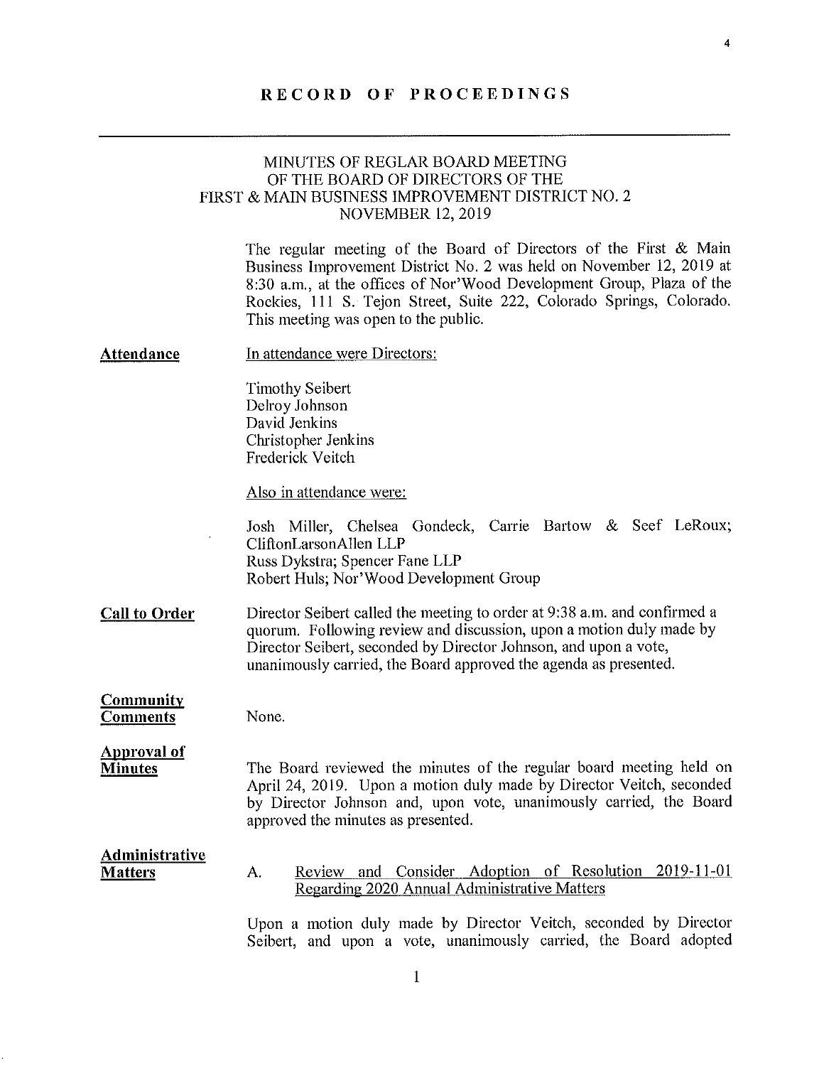# RECORD OF PROCEEDINGS

## MINUTES OF REGLAR BOARD MEETING OF THE BOARD OF DIRECTORS OF THE FIRST & MAIN BUSINESS IMPROVEMENT DISTRICT NO. 2 NOVEMBER 12, 2019

The regular meeting of the Board of Directors of the First & Main Business Improvement District No. 2 was held on November 12, 2019 at 8:30 a.m., at the offices of Nor'Wood Development Group, Plaza of the Rockies, 111 S. Tejon Street, Suite 222, Colorado Springs, Colorado. This meeting was open to the public.

**Attendance**

In attendance were Directors:

Timothy Seibert
Delroy Johnson
David Jenkins
Christopher Jenkins
Frederick Veitch

Also in attendance were:

Josh Miller, Chelsea Gondeck, Carrie Bartow & Seef LeRoux; CliftonLarsonAllen LLP
Russ Dykstra; Spencer Fane LLP
Robert Huls; Nor'Wood Development Group

**Call to Order**

Director Seibert called the meeting to order at 9:38 a.m. and confirmed a quorum. Following review and discussion, upon a motion duly made by Director Seibert, seconded by Director Johnson, and upon a vote, unanimously carried, the Board approved the agenda as presented.

**Community Comments**

None.

**Approval of Minutes**

The Board reviewed the minutes of the regular board meeting held on April 24, 2019. Upon a motion duly made by Director Veitch, seconded by Director Johnson and, upon vote, unanimously carried, the Board approved the minutes as presented.

**Administrative Matters**

A. Review and Consider Adoption of Resolution 2019-11-01 Regarding 2020 Annual Administrative Matters

Upon a motion duly made by Director Veitch, seconded by Director Seibert, and upon a vote, unanimously carried, the Board adopted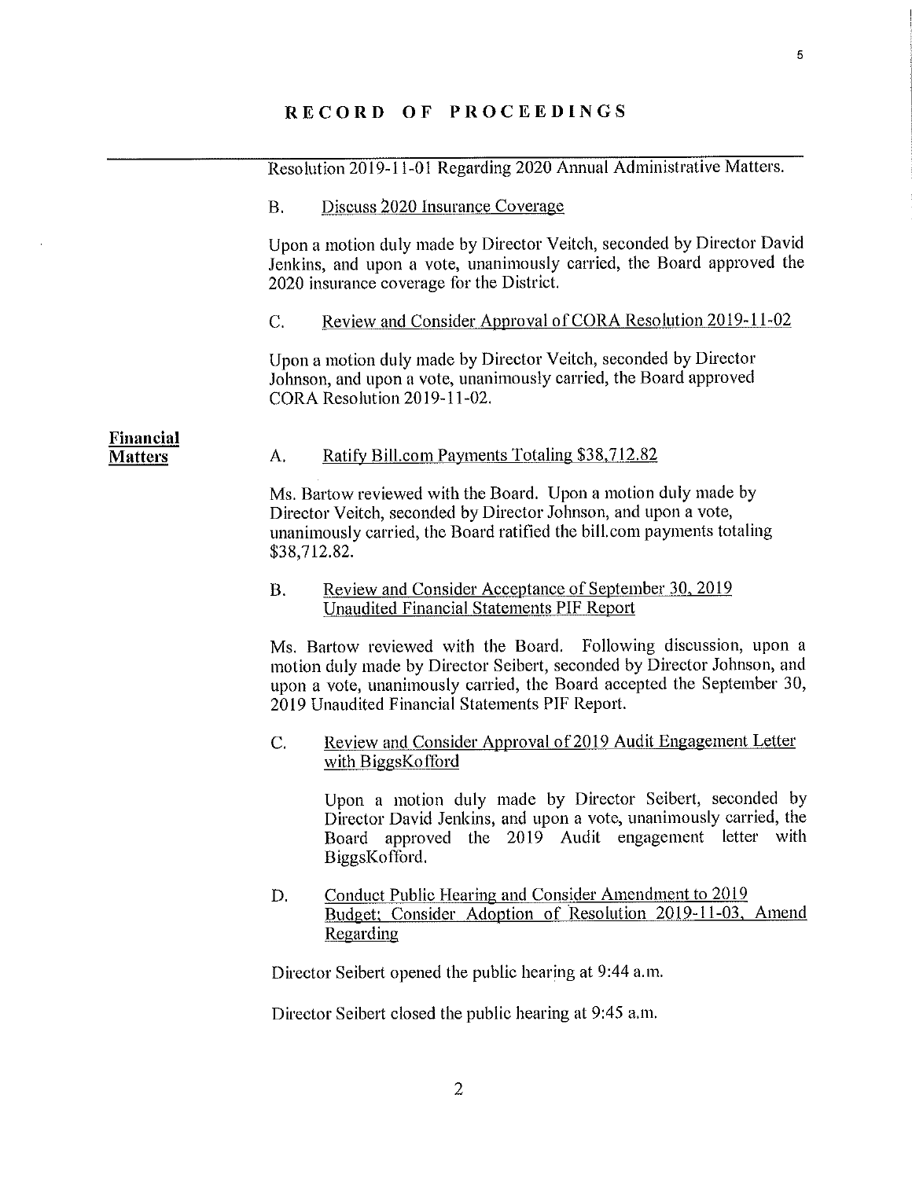# RECORD OF PROCEEDINGS

Resolution 2019-11-01 Regarding 2020 Annual Administrative Matters.

B. Discuss 2020 Insurance Coverage

Upon a motion duly made by Director Veitch, seconded by Director David Jenkins, and upon a vote, unanimously carried, the Board approved the 2020 insurance coverage for the District.

C. Review and Consider Approval of CORA Resolution 2019-11-02

Upon a motion duly made by Director Veitch, seconded by Director Johnson, and upon a vote, unanimously carried, the Board approved CORA Resolution 2019-11-02.

**Financial Matters**

A. Ratify Bill.com Payments Totaling $38,712.82

Ms. Bartow reviewed with the Board. Upon a motion duly made by Director Veitch, seconded by Director Johnson, and upon a vote, unanimously carried, the Board ratified the bill.com payments totaling $38,712.82.

B. Review and Consider Acceptance of September 30, 2019 Unaudited Financial Statements PIF Report

Ms. Bartow reviewed with the Board. Following discussion, upon a motion duly made by Director Seibert, seconded by Director Johnson, and upon a vote, unanimously carried, the Board accepted the September 30, 2019 Unaudited Financial Statements PIF Report.

C. Review and Consider Approval of 2019 Audit Engagement Letter with BiggsKofford

Upon a motion duly made by Director Seibert, seconded by Director David Jenkins, and upon a vote, unanimously carried, the Board approved the 2019 Audit engagement letter with BiggsKofford.

D. Conduct Public Hearing and Consider Amendment to 2019 Budget; Consider Adoption of Resolution 2019-11-03, Amend Regarding

Director Seibert opened the public hearing at 9:44 a.m.

Director Seibert closed the public hearing at 9:45 a.m.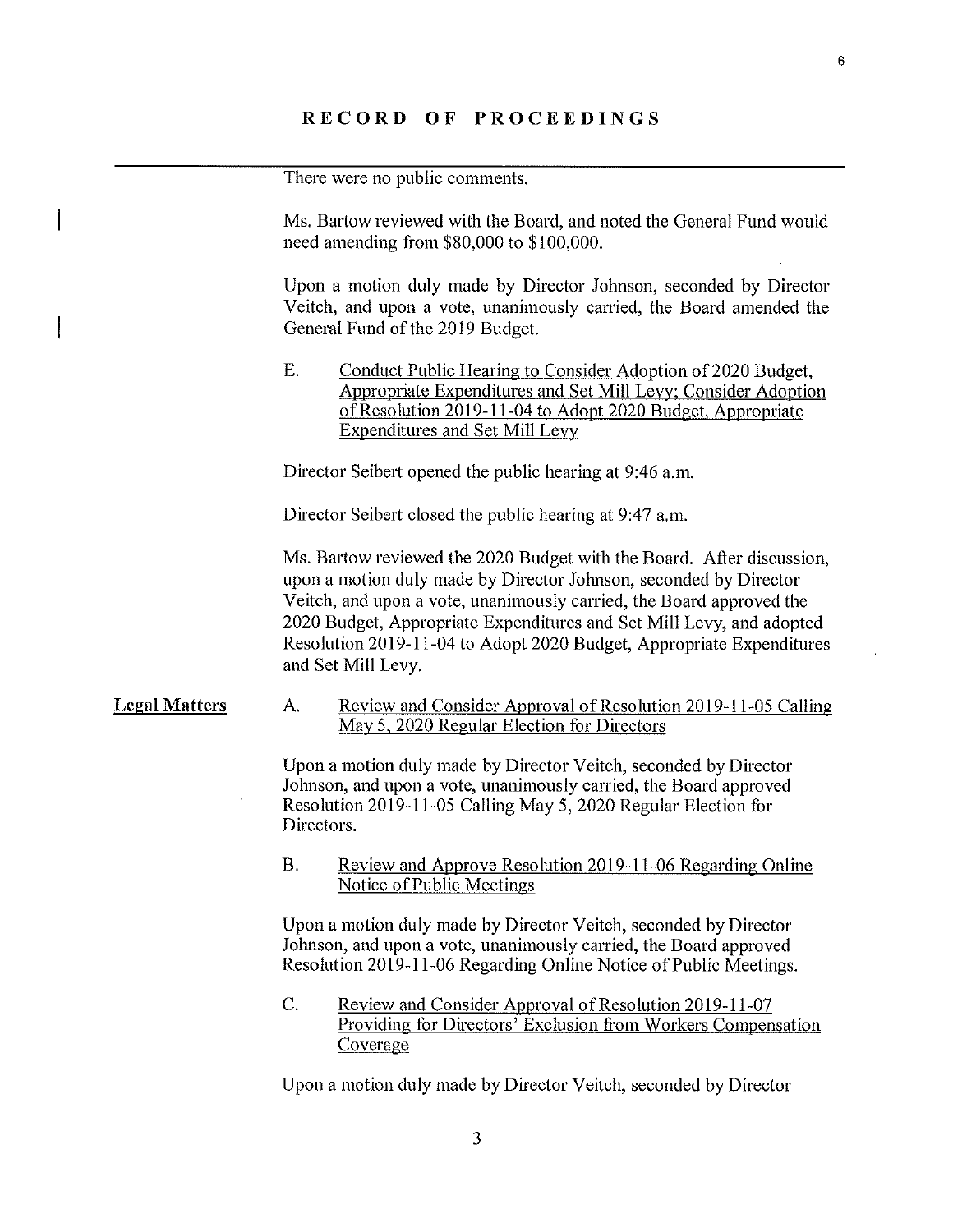# RECORD OF PROCEEDINGS

There were no public comments.

Ms. Bartow reviewed with the Board, and noted the General Fund would need amending from $80,000 to $100,000.

Upon a motion duly made by Director Johnson, seconded by Director Veitch, and upon a vote, unanimously carried, the Board amended the General Fund of the 2019 Budget.

E. Conduct Public Hearing to Consider Adoption of 2020 Budget, Appropriate Expenditures and Set Mill Levy; Consider Adoption of Resolution 2019-11-04 to Adopt 2020 Budget, Appropriate Expenditures and Set Mill Levy

Director Seibert opened the public hearing at 9:46 a.m.

Director Seibert closed the public hearing at 9:47 a.m.

Ms. Bartow reviewed the 2020 Budget with the Board. After discussion, upon a motion duly made by Director Johnson, seconded by Director Veitch, and upon a vote, unanimously carried, the Board approved the 2020 Budget, Appropriate Expenditures and Set Mill Levy, and adopted Resolution 2019-11-04 to Adopt 2020 Budget, Appropriate Expenditures and Set Mill Levy.

**Legal Matters**

A. Review and Consider Approval of Resolution 2019-11-05 Calling May 5, 2020 Regular Election for Directors

Upon a motion duly made by Director Veitch, seconded by Director Johnson, and upon a vote, unanimously carried, the Board approved Resolution 2019-11-05 Calling May 5, 2020 Regular Election for Directors.

B. Review and Approve Resolution 2019-11-06 Regarding Online Notice of Public Meetings

Upon a motion duly made by Director Veitch, seconded by Director Johnson, and upon a vote, unanimously carried, the Board approved Resolution 2019-11-06 Regarding Online Notice of Public Meetings.

C. Review and Consider Approval of Resolution 2019-11-07 Providing for Directors' Exclusion from Workers Compensation Coverage

Upon a motion duly made by Director Veitch, seconded by Director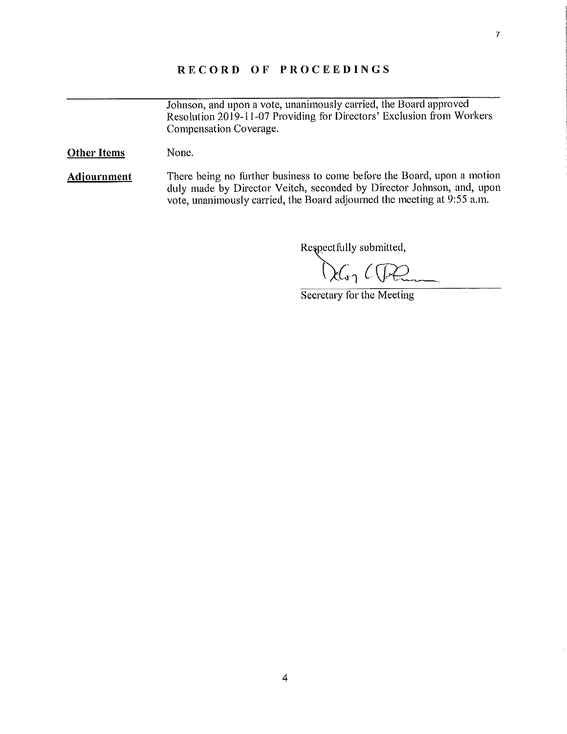# RECORD OF PROCEEDINGS

Johnson, and upon a vote, unanimously carried, the Board approved Resolution 2019-11-07 Providing for Directors' Exclusion from Workers Compensation Coverage.

**Other Items** None.

**Adjournment** There being no further business to come before the Board, upon a motion duly made by Director Veitch, seconded by Director Johnson, and, upon vote, unanimously carried, the Board adjourned the meeting at 9:55 a.m.

Respectfully submitted,

Secretary for the Meeting